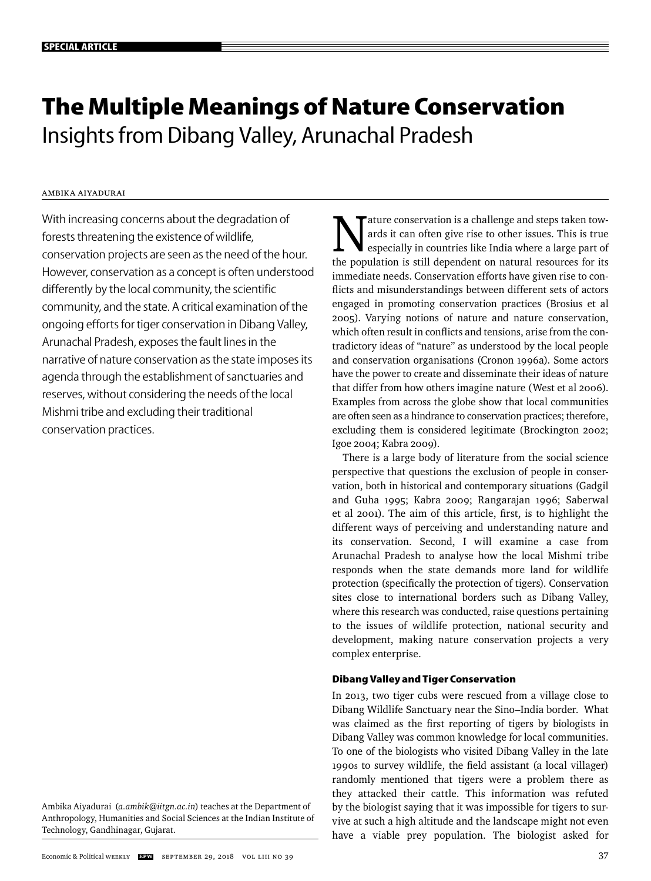# The Multiple Meanings of Nature Conservation

## Insights from Dibang Valley, Arunachal Pradesh

AMBIKA AIYADURAI

With increasing concerns about the degradation of forests threatening the existence of wildlife, conservation projects are seen as the need of the hour. However, conservation as a concept is often understood differently by the local community, the scientific community, and the state. A critical examination of the ongoing efforts for tiger conservation in Dibang Valley, Arunachal Pradesh, exposes the fault lines in the narrative of nature conservation as the state imposes its agenda through the establishment of sanctuaries and reserves, without considering the needs of the local Mishmi tribe and excluding their traditional conservation practices.

Ambika Aiyadurai (*a.ambik@iitgn.ac.in*) teaches at the Department of Anthropology, Humanities and Social Sciences at the Indian Institute of Technology, Gandhinagar, Gujarat.

Nature conservation is a challenge and steps taken towards it can often give rise to other issues. This is true especially in countries like India where a large part of the population is still dependent on natural resources for its immediate needs. Conservation efforts have given rise to conflicts and misunderstandings between different sets of actors engaged in promoting conservation practices (Brosius et al 2005). Varying notions of nature and nature conservation, which often result in conflicts and tensions, arise from the contradictory ideas of "nature" as understood by the local people and conservation organisations (Cronon 1996a). Some actors have the power to create and disseminate their ideas of nature that differ from how others imagine nature (West et al 2006). Examples from across the globe show that local communities are often seen as a hindrance to conservation practices; therefore, excluding them is considered legitimate (Brockington 2002; Igoe 2004; Kabra 2009).

There is a large body of literature from the social science perspective that questions the exclusion of people in conservation, both in historical and contemporary situations (Gadgil and Guha 1995; Kabra 2009; Rangarajan 1996; Saberwal et al 2001). The aim of this article, first, is to highlight the different ways of perceiving and understanding nature and its conservation. Second, I will examine a case from Arunachal Pradesh to analyse how the local Mishmi tribe responds when the state demands more land for wildlife protection (specifically the protection of tigers). Conservation sites close to international borders such as Dibang Valley, where this research was conducted, raise questions pertaining to the issues of wildlife protection, national security and development, making nature conservation projects a very complex enterprise.

### Dibang Valley and Tiger Conservation

In 2013, two tiger cubs were rescued from a village close to Dibang Wildlife Sanctuary near the Sino–India border. What was claimed as the first reporting of tigers by biologists in Dibang Valley was common knowledge for local communities. To one of the biologists who visited Dibang Valley in the late 1990s to survey wildlife, the field assistant (a local villager) randomly mentioned that tigers were a problem there as they attacked their cattle. This information was refuted by the biologist saying that it was impossible for tigers to survive at such a high altitude and the landscape might not even have a viable prey population. The biologist asked for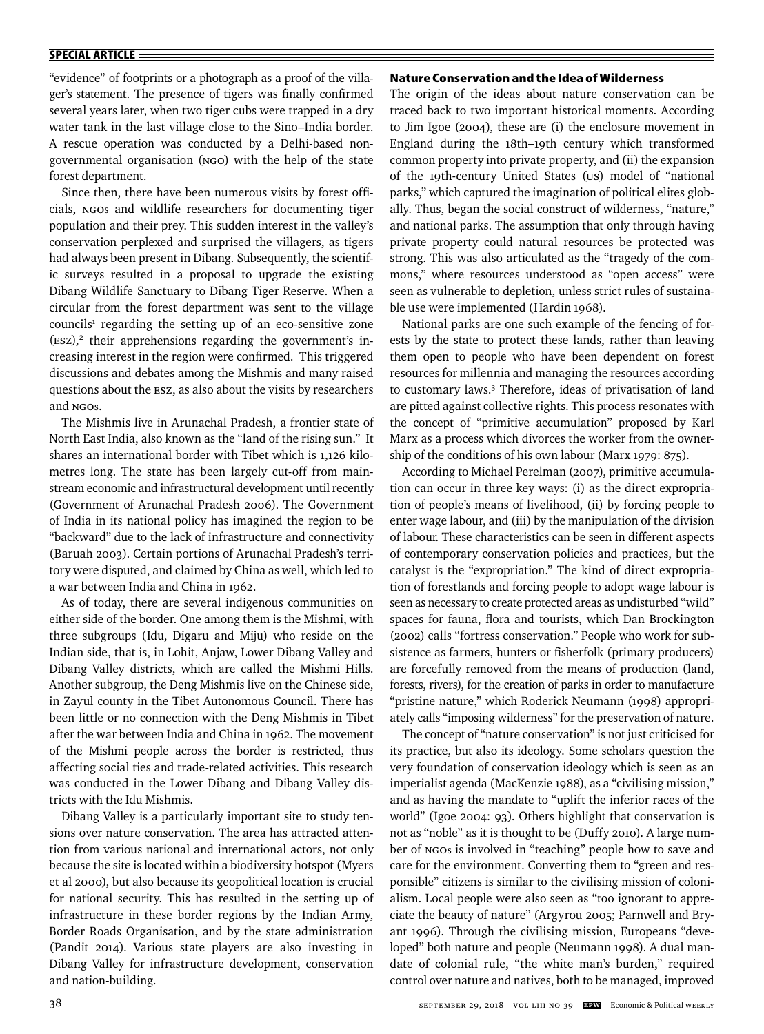"evidence" of footprints or a photograph as a proof of the villager's statement. The presence of tigers was finally confirmed several years later, when two tiger cubs were trapped in a dry water tank in the last village close to the Sino–India border. A rescue operation was conducted by a Delhi-based non-governmental organisation (NGO) with the help of the state forest department.

Since then, there have been numerous visits by forest officials, NGOs and wildlife researchers for documenting tiger population and their prey. This sudden interest in the valley's conservation perplexed and surprised the villagers, as tigers had always been present in Dibang. Subsequently, the scientific surveys resulted in a proposal to upgrade the existing Dibang Wildlife Sanctuary to Dibang Tiger Reserve. When a circular from the forest department was sent to the village councils[1] regarding the setting up of an eco-sensitive zone (ESZ),[2] their apprehensions regarding the government's increasing interest in the region were confirmed. This triggered discussions and debates among the Mishmis and many raised questions about the ESZ, as also about the visits by researchers and NGOs.

The Mishmis live in Arunachal Pradesh, a frontier state of North East India, also known as the "land of the rising sun." It shares an international border with Tibet which is 1,126 kilometres long. The state has been largely cut-off from mainstream economic and infrastructural development until recently (Government of Arunachal Pradesh 2006). The Government of India in its national policy has imagined the region to be "backward" due to the lack of infrastructure and connectivity (Baruah 2003). Certain portions of Arunachal Pradesh's territory were disputed, and claimed by China as well, which led to a war between India and China in 1962.

As of today, there are several indigenous communities on either side of the border. One among them is the Mishmi, with three subgroups (Idu, Digaru and Miju) who reside on the Indian side, that is, in Lohit, Anjaw, Lower Dibang Valley and Dibang Valley districts, which are called the Mishmi Hills. Another subgroup, the Deng Mishmis live on the Chinese side, in Zayul county in the Tibet Autonomous Council. There has been little or no connection with the Deng Mishmis in Tibet after the war between India and China in 1962. The movement of the Mishmi people across the border is restricted, thus affecting social ties and trade-related activities. This research was conducted in the Lower Dibang and Dibang Valley districts with the Idu Mishmis.

Dibang Valley is a particularly important site to study tensions over nature conservation. The area has attracted attention from various national and international actors, not only because the site is located within a biodiversity hotspot (Myers et al 2000), but also because its geopolitical location is crucial for national security. This has resulted in the setting up of infrastructure in these border regions by the Indian Army, Border Roads Organisation, and by the state administration (Pandit 2014). Various state players are also investing in Dibang Valley for infrastructure development, conservation and nation-building.

## Nature Conservation and the Idea of Wilderness

The origin of the ideas about nature conservation can be traced back to two important historical moments. According to Jim Igoe (2004), these are (i) the enclosure movement in England during the 18th–19th century which transformed common property into private property, and (ii) the expansion of the 19th-century United States (US) model of "national parks," which captured the imagination of political elites globally. Thus, began the social construct of wilderness, "nature," and national parks. The assumption that only through having private property could natural resources be protected was strong. This was also articulated as the "tragedy of the commons," where resources understood as "open access" were seen as vulnerable to depletion, unless strict rules of sustainable use were implemented (Hardin 1968).

National parks are one such example of the fencing of forests by the state to protect these lands, rather than leaving them open to people who have been dependent on forest resources for millennia and managing the resources according to customary laws.[3] Therefore, ideas of privatisation of land are pitted against collective rights. This process resonates with the concept of "primitive accumulation" proposed by Karl Marx as a process which divorces the worker from the ownership of the conditions of his own labour (Marx 1979: 875).

According to Michael Perelman (2007), primitive accumulation can occur in three key ways: (i) as the direct expropriation of people's means of livelihood, (ii) by forcing people to enter wage labour, and (iii) by the manipulation of the division of labour. These characteristics can be seen in different aspects of contemporary conservation policies and practices, but the catalyst is the "expropriation." The kind of direct expropriation of forestlands and forcing people to adopt wage labour is seen as necessary to create protected areas as undisturbed "wild" spaces for fauna, flora and tourists, which Dan Brockington (2002) calls "fortress conservation." People who work for subsistence as farmers, hunters or fisherfolk (primary producers) are forcefully removed from the means of production (land, forests, rivers), for the creation of parks in order to manufacture "pristine nature," which Roderick Neumann (1998) appropriately calls "imposing wilderness" for the preservation of nature.

The concept of "nature conservation" is not just criticised for its practice, but also its ideology. Some scholars question the very foundation of conservation ideology which is seen as an imperialist agenda (MacKenzie 1988), as a "civilising mission," and as having the mandate to "uplift the inferior races of the world" (Igoe 2004: 93). Others highlight that conservation is not as "noble" as it is thought to be (Duffy 2010). A large number of NGOs is involved in "teaching" people how to save and care for the environment. Converting them to "green and responsible" citizens is similar to the civilising mission of colonialism. Local people were also seen as "too ignorant to appreciate the beauty of nature" (Argyrou 2005; Parnwell and Bryant 1996). Through the civilising mission, Europeans "developed" both nature and people (Neumann 1998). A dual mandate of colonial rule, "the white man's burden," required control over nature and natives, both to be managed, improved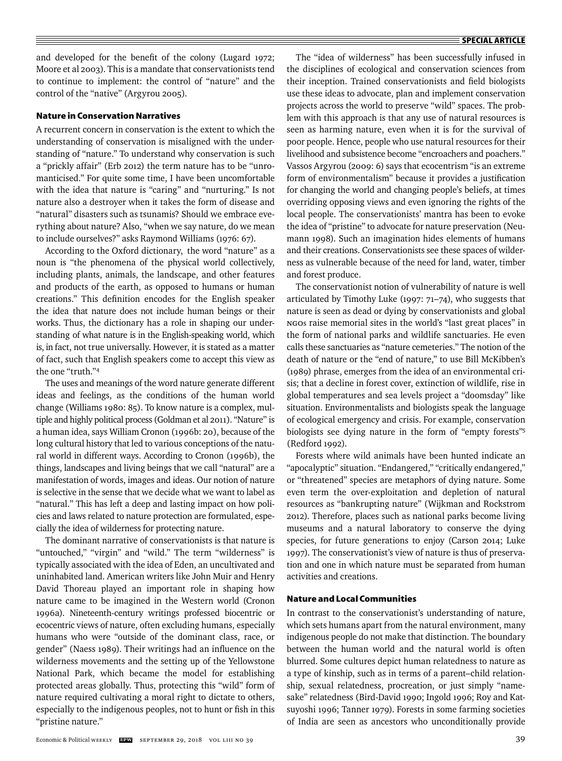and developed for the benefit of the colony (Lugard 1972; Moore et al 2003). This is a mandate that conservationists tend to continue to implement: the control of "nature" and the control of the "native" (Argyrou 2005).

### Nature in Conservation Narratives

A recurrent concern in conservation is the extent to which the understanding of conservation is misaligned with the understanding of "nature." To understand why conservation is such a "prickly affair" (Erb 2012) the term nature has to be "unromanticised." For quite some time, I have been uncomfortable with the idea that nature is "caring" and "nurturing." Is not nature also a destroyer when it takes the form of disease and "natural" disasters such as tsunamis? Should we embrace everything about nature? Also, "when we say nature, do we mean to include ourselves?" asks Raymond Williams (1976: 67).

According to the Oxford dictionary, the word "nature" as a noun is "the phenomena of the physical world collectively, including plants, animals, the landscape, and other features and products of the earth, as opposed to humans or human creations." This definition encodes for the English speaker the idea that nature does not include human beings or their works. Thus, the dictionary has a role in shaping our understanding of what nature is in the English-speaking world, which is, in fact, not true universally. However, it is stated as a matter of fact, such that English speakers come to accept this view as the one "truth."[4]

The uses and meanings of the word nature generate different ideas and feelings, as the conditions of the human world change (Williams 1980: 85). To know nature is a complex, multiple and highly political process (Goldman et al 2011). "Nature" is a human idea, says William Cronon (1996b: 20), because of the long cultural history that led to various conceptions of the natural world in different ways. According to Cronon (1996b), the things, landscapes and living beings that we call "natural" are a manifestation of words, images and ideas. Our notion of nature is selective in the sense that we decide what we want to label as "natural." This has left a deep and lasting impact on how policies and laws related to nature protection are formulated, especially the idea of wilderness for protecting nature.

The dominant narrative of conservationists is that nature is "untouched," "virgin" and "wild." The term "wilderness" is typically associated with the idea of Eden, an uncultivated and uninhabited land. American writers like John Muir and Henry David Thoreau played an important role in shaping how nature came to be imagined in the Western world (Cronon 1996a). Nineteenth-century writings professed biocentric or ecocentric views of nature, often excluding humans, especially humans who were "outside of the dominant class, race, or gender" (Naess 1989). Their writings had an influence on the wilderness movements and the setting up of the Yellowstone National Park, which became the model for establishing protected areas globally. Thus, protecting this "wild" form of nature required cultivating a moral right to dictate to others, especially to the indigenous peoples, not to hunt or fish in this "pristine nature."

The "idea of wilderness" has been successfully infused in the disciplines of ecological and conservation sciences from their inception. Trained conservationists and field biologists use these ideas to advocate, plan and implement conservation projects across the world to preserve "wild" spaces. The problem with this approach is that any use of natural resources is seen as harming nature, even when it is for the survival of poor people. Hence, people who use natural resources for their livelihood and subsistence become "encroachers and poachers." Vassos Argyrou (2009: 6) says that ecocentrism "is an extreme form of environmentalism" because it provides a justification for changing the world and changing people's beliefs, at times overriding opposing views and even ignoring the rights of the local people. The conservationists' mantra has been to evoke the idea of "pristine" to advocate for nature preservation (Neumann 1998). Such an imagination hides elements of humans and their creations. Conservationists see these spaces of wilderness as vulnerable because of the need for land, water, timber and forest produce.

The conservationist notion of vulnerability of nature is well articulated by Timothy Luke (1997: 71–74), who suggests that nature is seen as dead or dying by conservationists and global NGOs raise memorial sites in the world's "last great places" in the form of national parks and wildlife sanctuaries. He even calls these sanctuaries as "nature cemeteries." The notion of the death of nature or the "end of nature," to use Bill McKibben's (1989) phrase, emerges from the idea of an environmental crisis; that a decline in forest cover, extinction of wildlife, rise in global temperatures and sea levels project a "doomsday" like situation. Environmentalists and biologists speak the language of ecological emergency and crisis. For example, conservation biologists see dying nature in the form of "empty forests"[5] (Redford 1992).

Forests where wild animals have been hunted indicate an "apocalyptic" situation. "Endangered," "critically endangered," or "threatened" species are metaphors of dying nature. Some even term the over-exploitation and depletion of natural resources as "bankrupting nature" (Wijkman and Rockstrom 2012). Therefore, places such as national parks become living museums and a natural laboratory to conserve the dying species, for future generations to enjoy (Carson 2014; Luke 1997). The conservationist's view of nature is thus of preservation and one in which nature must be separated from human activities and creations.

### Nature and Local Communities

In contrast to the conservationist's understanding of nature, which sets humans apart from the natural environment, many indigenous people do not make that distinction. The boundary between the human world and the natural world is often blurred. Some cultures depict human relatedness to nature as a type of kinship, such as in terms of a parent–child relationship, sexual relatedness, procreation, or just simply "namesake" relatedness (Bird-David 1990; Ingold 1996; Roy and Katsuyoshi 1996; Tanner 1979). Forests in some farming societies of India are seen as ancestors who unconditionally provide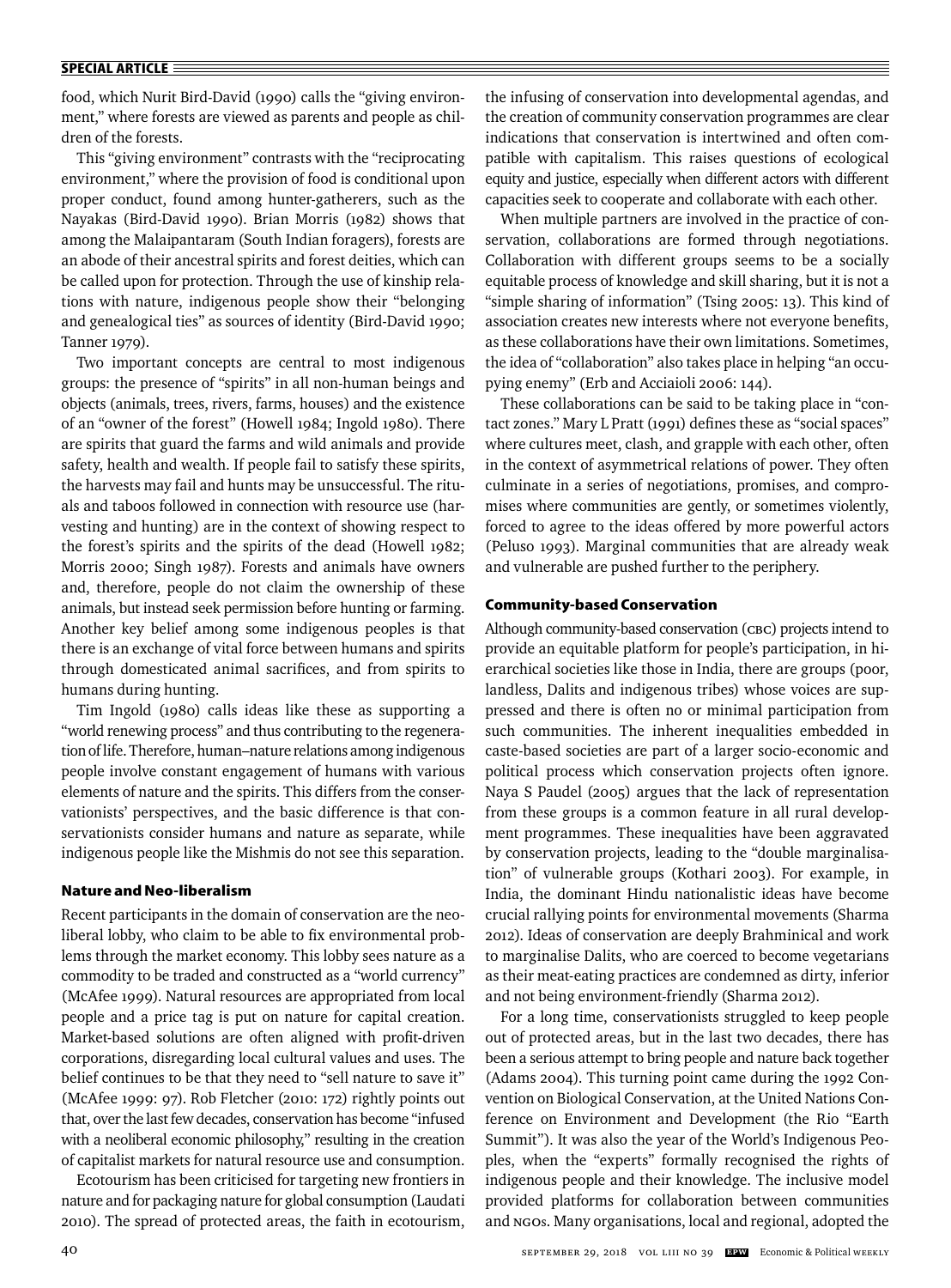food, which Nurit Bird-David (1990) calls the "giving environment," where forests are viewed as parents and people as children of the forests.

This "giving environment" contrasts with the "reciprocating environment," where the provision of food is conditional upon proper conduct, found among hunter-gatherers, such as the Nayakas (Bird-David 1990). Brian Morris (1982) shows that among the Malaipantaram (South Indian foragers), forests are an abode of their ancestral spirits and forest deities, which can be called upon for protection. Through the use of kinship relations with nature, indigenous people show their "belonging and genealogical ties" as sources of identity (Bird-David 1990; Tanner 1979).

Two important concepts are central to most indigenous groups: the presence of "spirits" in all non-human beings and objects (animals, trees, rivers, farms, houses) and the existence of an "owner of the forest" (Howell 1984; Ingold 1980). There are spirits that guard the farms and wild animals and provide safety, health and wealth. If people fail to satisfy these spirits, the harvests may fail and hunts may be unsuccessful. The rituals and taboos followed in connection with resource use (harvesting and hunting) are in the context of showing respect to the forest's spirits and the spirits of the dead (Howell 1982; Morris 2000; Singh 1987). Forests and animals have owners and, therefore, people do not claim the ownership of these animals, but instead seek permission before hunting or farming. Another key belief among some indigenous peoples is that there is an exchange of vital force between humans and spirits through domesticated animal sacrifices, and from spirits to humans during hunting.

Tim Ingold (1980) calls ideas like these as supporting a "world renewing process" and thus contributing to the regeneration of life. Therefore, human–nature relations among indigenous people involve constant engagement of humans with various elements of nature and the spirits. This differs from the conservationists' perspectives, and the basic difference is that conservationists consider humans and nature as separate, while indigenous people like the Mishmis do not see this separation.

## Nature and Neo-liberalism

Recent participants in the domain of conservation are the neoliberal lobby, who claim to be able to fix environmental problems through the market economy. This lobby sees nature as a commodity to be traded and constructed as a "world currency" (McAfee 1999). Natural resources are appropriated from local people and a price tag is put on nature for capital creation. Market-based solutions are often aligned with profit-driven corporations, disregarding local cultural values and uses. The belief continues to be that they need to "sell nature to save it" (McAfee 1999: 97). Rob Fletcher (2010: 172) rightly points out that, over the last few decades, conservation has become "infused with a neoliberal economic philosophy," resulting in the creation of capitalist markets for natural resource use and consumption.

Ecotourism has been criticised for targeting new frontiers in nature and for packaging nature for global consumption (Laudati 2010). The spread of protected areas, the faith in ecotourism, the infusing of conservation into developmental agendas, and the creation of community conservation programmes are clear indications that conservation is intertwined and often compatible with capitalism. This raises questions of ecological equity and justice, especially when different actors with different capacities seek to cooperate and collaborate with each other.

When multiple partners are involved in the practice of conservation, collaborations are formed through negotiations. Collaboration with different groups seems to be a socially equitable process of knowledge and skill sharing, but it is not a "simple sharing of information" (Tsing 2005: 13). This kind of association creates new interests where not everyone benefits, as these collaborations have their own limitations. Sometimes, the idea of "collaboration" also takes place in helping "an occupying enemy" (Erb and Acciaioli 2006: 144).

These collaborations can be said to be taking place in "contact zones." Mary L Pratt (1991) defines these as "social spaces" where cultures meet, clash, and grapple with each other, often in the context of asymmetrical relations of power. They often culminate in a series of negotiations, promises, and compromises where communities are gently, or sometimes violently, forced to agree to the ideas offered by more powerful actors (Peluso 1993). Marginal communities that are already weak and vulnerable are pushed further to the periphery.

## Community-based Conservation

Although community-based conservation (CBC) projects intend to provide an equitable platform for people's participation, in hierarchical societies like those in India, there are groups (poor, landless, Dalits and indigenous tribes) whose voices are suppressed and there is often no or minimal participation from such communities. The inherent inequalities embedded in caste-based societies are part of a larger socio-economic and political process which conservation projects often ignore. Naya S Paudel (2005) argues that the lack of representation from these groups is a common feature in all rural development programmes. These inequalities have been aggravated by conservation projects, leading to the "double marginalisation" of vulnerable groups (Kothari 2003). For example, in India, the dominant Hindu nationalistic ideas have become crucial rallying points for environmental movements (Sharma 2012). Ideas of conservation are deeply Brahminical and work to marginalise Dalits, who are coerced to become vegetarians as their meat-eating practices are condemned as dirty, inferior and not being environment-friendly (Sharma 2012).

For a long time, conservationists struggled to keep people out of protected areas, but in the last two decades, there has been a serious attempt to bring people and nature back together (Adams 2004). This turning point came during the 1992 Convention on Biological Conservation, at the United Nations Conference on Environment and Development (the Rio "Earth Summit"). It was also the year of the World's Indigenous Peoples, when the "experts" formally recognised the rights of indigenous people and their knowledge. The inclusive model provided platforms for collaboration between communities and NGOs. Many organisations, local and regional, adopted the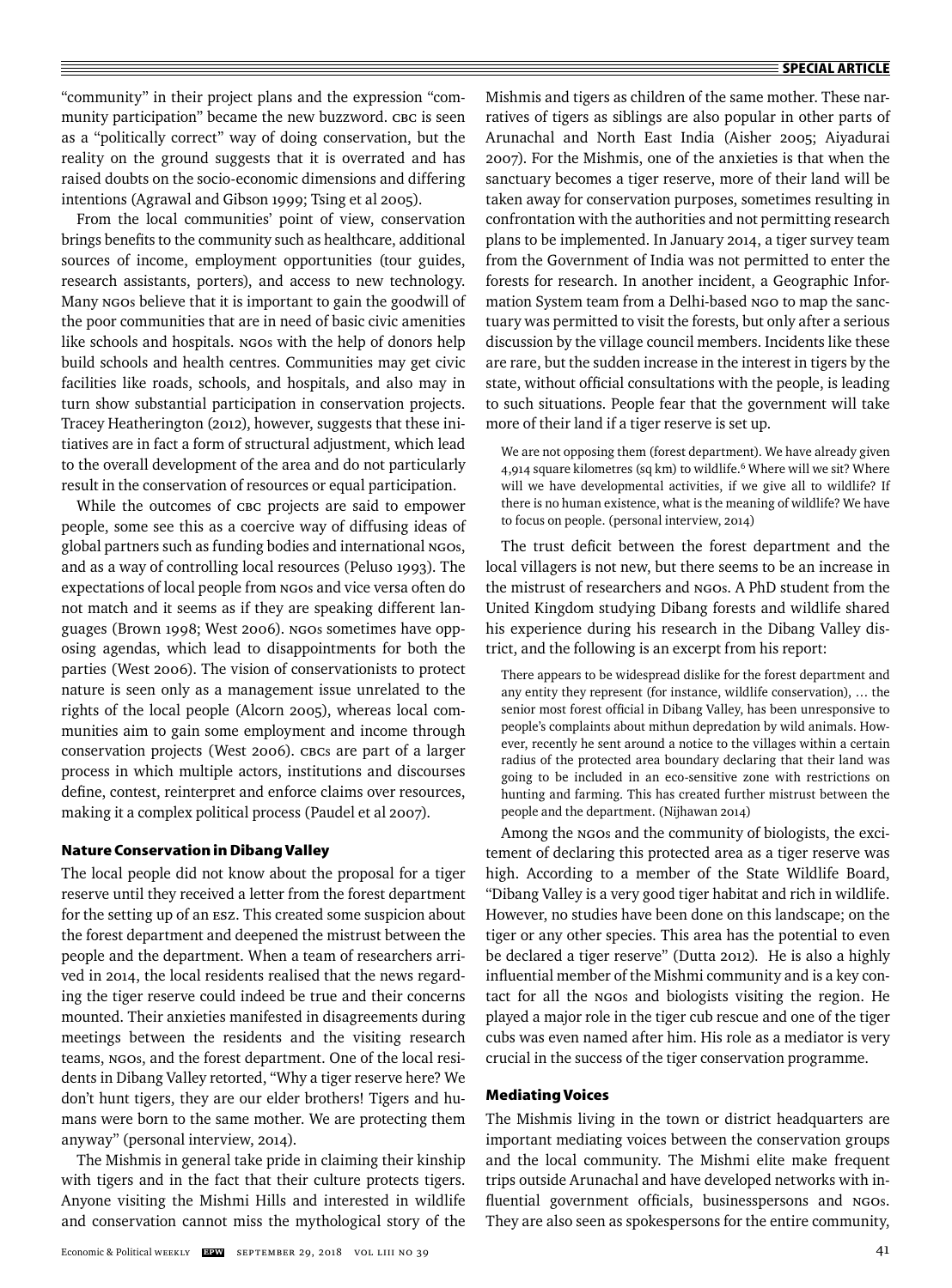"community" in their project plans and the expression "community participation" became the new buzzword. CBC is seen as a "politically correct" way of doing conservation, but the reality on the ground suggests that it is overrated and has raised doubts on the socio-economic dimensions and differing intentions (Agrawal and Gibson 1999; Tsing et al 2005).

From the local communities' point of view, conservation brings benefits to the community such as healthcare, additional sources of income, employment opportunities (tour guides, research assistants, porters), and access to new technology. Many NGOs believe that it is important to gain the goodwill of the poor communities that are in need of basic civic amenities like schools and hospitals. NGOs with the help of donors help build schools and health centres. Communities may get civic facilities like roads, schools, and hospitals, and also may in turn show substantial participation in conservation projects. Tracey Heatherington (2012), however, suggests that these initiatives are in fact a form of structural adjustment, which lead to the overall development of the area and do not particularly result in the conservation of resources or equal participation.

While the outcomes of CBC projects are said to empower people, some see this as a coercive way of diffusing ideas of global partners such as funding bodies and international NGOs, and as a way of controlling local resources (Peluso 1993). The expectations of local people from NGOs and vice versa often do not match and it seems as if they are speaking different languages (Brown 1998; West 2006). NGOs sometimes have opposing agendas, which lead to disappointments for both the parties (West 2006). The vision of conservationists to protect nature is seen only as a management issue unrelated to the rights of the local people (Alcorn 2005), whereas local communities aim to gain some employment and income through conservation projects (West 2006). CBCs are part of a larger process in which multiple actors, institutions and discourses define, contest, reinterpret and enforce claims over resources, making it a complex political process (Paudel et al 2007).

## Nature Conservation in Dibang Valley

The local people did not know about the proposal for a tiger reserve until they received a letter from the forest department for the setting up of an ESZ. This created some suspicion about the forest department and deepened the mistrust between the people and the department. When a team of researchers arrived in 2014, the local residents realised that the news regarding the tiger reserve could indeed be true and their concerns mounted. Their anxieties manifested in disagreements during meetings between the residents and the visiting research teams, NGOs, and the forest department. One of the local residents in Dibang Valley retorted, "Why a tiger reserve here? We don't hunt tigers, they are our elder brothers! Tigers and humans were born to the same mother. We are protecting them anyway" (personal interview, 2014).

The Mishmis in general take pride in claiming their kinship with tigers and in the fact that their culture protects tigers. Anyone visiting the Mishmi Hills and interested in wildlife and conservation cannot miss the mythological story of the Mishmis and tigers as children of the same mother. These narratives of tigers as siblings are also popular in other parts of Arunachal and North East India (Aisher 2005; Aiyadurai 2007). For the Mishmis, one of the anxieties is that when the sanctuary becomes a tiger reserve, more of their land will be taken away for conservation purposes, sometimes resulting in confrontation with the authorities and not permitting research plans to be implemented. In January 2014, a tiger survey team from the Government of India was not permitted to enter the forests for research. In another incident, a Geographic Information System team from a Delhi-based NGO to map the sanctuary was permitted to visit the forests, but only after a serious discussion by the village council members. Incidents like these are rare, but the sudden increase in the interest in tigers by the state, without official consultations with the people, is leading to such situations. People fear that the government will take more of their land if a tiger reserve is set up.

> We are not opposing them (forest department). We have already given 4,914 square kilometres (sq km) to wildlife.[6] Where will we sit? Where will we have developmental activities, if we give all to wildlife? If there is no human existence, what is the meaning of wildlife? We have to focus on people. (personal interview, 2014)

The trust deficit between the forest department and the local villagers is not new, but there seems to be an increase in the mistrust of researchers and NGOs. A PhD student from the United Kingdom studying Dibang forests and wildlife shared his experience during his research in the Dibang Valley district, and the following is an excerpt from his report:

> There appears to be widespread dislike for the forest department and any entity they represent (for instance, wildlife conservation), ... the senior most forest official in Dibang Valley, has been unresponsive to people's complaints about mithun depredation by wild animals. However, recently he sent around a notice to the villages within a certain radius of the protected area boundary declaring that their land was going to be included in an eco-sensitive zone with restrictions on hunting and farming. This has created further mistrust between the people and the department. (Nijhawan 2014)

Among the NGOs and the community of biologists, the excitement of declaring this protected area as a tiger reserve was high. According to a member of the State Wildlife Board, "Dibang Valley is a very good tiger habitat and rich in wildlife. However, no studies have been done on this landscape; on the tiger or any other species. This area has the potential to even be declared a tiger reserve" (Dutta 2012). He is also a highly influential member of the Mishmi community and is a key contact for all the NGOs and biologists visiting the region. He played a major role in the tiger cub rescue and one of the tiger cubs was even named after him. His role as a mediator is very crucial in the success of the tiger conservation programme.

## Mediating Voices

The Mishmis living in the town or district headquarters are important mediating voices between the conservation groups and the local community. The Mishmi elite make frequent trips outside Arunachal and have developed networks with influential government officials, businesspersons and NGOs. They are also seen as spokespersons for the entire community,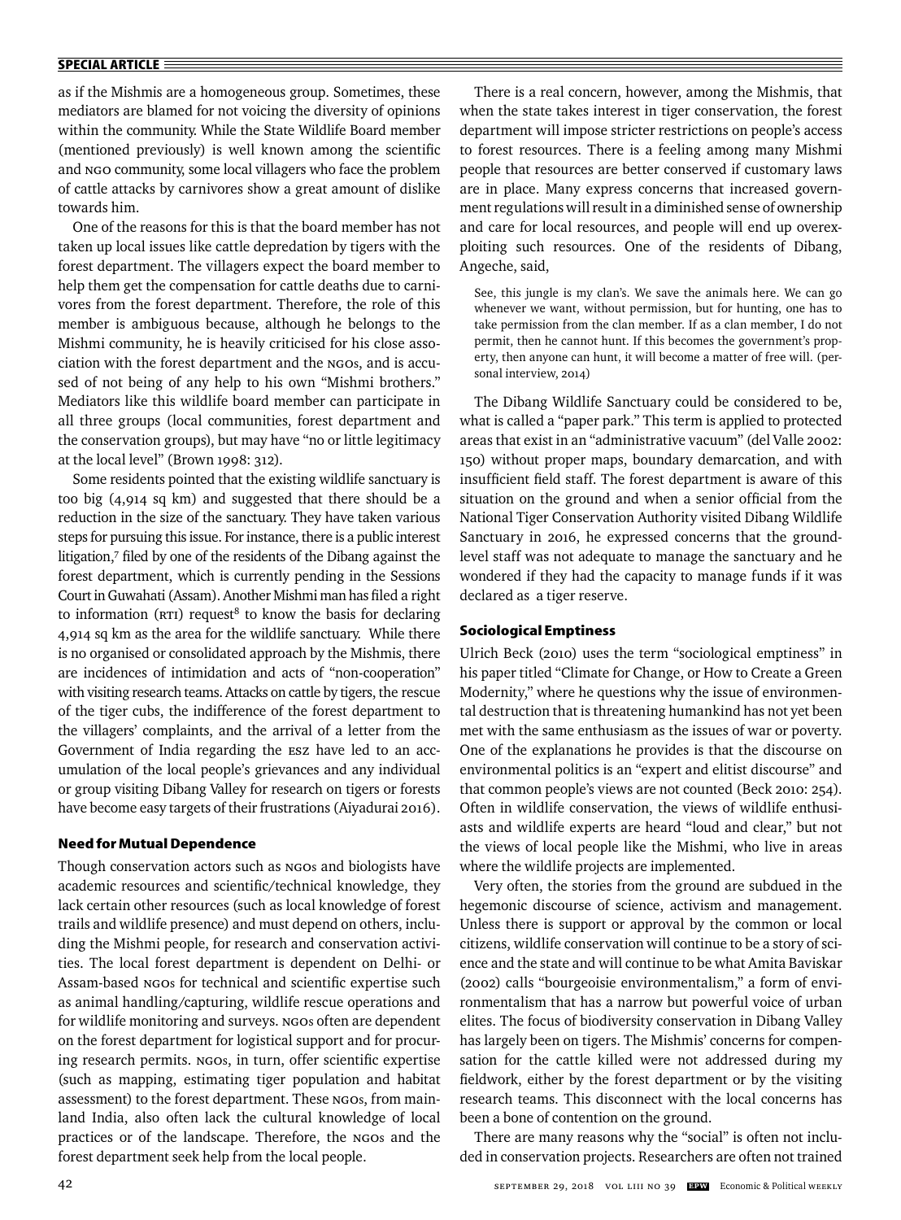as if the Mishmis are a homogeneous group. Sometimes, these mediators are blamed for not voicing the diversity of opinions within the community. While the State Wildlife Board member (mentioned previously) is well known among the scientific and NGO community, some local villagers who face the problem of cattle attacks by carnivores show a great amount of dislike towards him.

One of the reasons for this is that the board member has not taken up local issues like cattle depredation by tigers with the forest department. The villagers expect the board member to help them get the compensation for cattle deaths due to carnivores from the forest department. Therefore, the role of this member is ambiguous because, although he belongs to the Mishmi community, he is heavily criticised for his close association with the forest department and the NGOs, and is accused of not being of any help to his own "Mishmi brothers." Mediators like this wildlife board member can participate in all three groups (local communities, forest department and the conservation groups), but may have "no or little legitimacy at the local level" (Brown 1998: 312).

Some residents pointed that the existing wildlife sanctuary is too big (4,914 sq km) and suggested that there should be a reduction in the size of the sanctuary. They have taken various steps for pursuing this issue. For instance, there is a public interest litigation,[7] filed by one of the residents of the Dibang against the forest department, which is currently pending in the Sessions Court in Guwahati (Assam). Another Mishmi man has filed a right to information (RTI) request[8] to know the basis for declaring 4,914 sq km as the area for the wildlife sanctuary. While there is no organised or consolidated approach by the Mishmis, there are incidences of intimidation and acts of "non-cooperation" with visiting research teams. Attacks on cattle by tigers, the rescue of the tiger cubs, the indifference of the forest department to the villagers' complaints, and the arrival of a letter from the Government of India regarding the ESZ have led to an accumulation of the local people's grievances and any individual or group visiting Dibang Valley for research on tigers or forests have become easy targets of their frustrations (Aiyadurai 2016).

## Need for Mutual Dependence

Though conservation actors such as NGOs and biologists have academic resources and scientific/technical knowledge, they lack certain other resources (such as local knowledge of forest trails and wildlife presence) and must depend on others, including the Mishmi people, for research and conservation activities. The local forest department is dependent on Delhi- or Assam-based NGOs for technical and scientific expertise such as animal handling/capturing, wildlife rescue operations and for wildlife monitoring and surveys. NGOs often are dependent on the forest department for logistical support and for procuring research permits. NGOs, in turn, offer scientific expertise (such as mapping, estimating tiger population and habitat assessment) to the forest department. These NGOs, from mainland India, also often lack the cultural knowledge of local practices or of the landscape. Therefore, the NGOs and the forest department seek help from the local people.

There is a real concern, however, among the Mishmis, that when the state takes interest in tiger conservation, the forest department will impose stricter restrictions on people's access to forest resources. There is a feeling among many Mishmi people that resources are better conserved if customary laws are in place. Many express concerns that increased government regulations will result in a diminished sense of ownership and care for local resources, and people will end up overexploiting such resources. One of the residents of Dibang, Angeche, said,

> See, this jungle is my clan's. We save the animals here. We can go whenever we want, without permission, but for hunting, one has to take permission from the clan member. If as a clan member, I do not permit, then he cannot hunt. If this becomes the government's property, then anyone can hunt, it will become a matter of free will. (personal interview, 2014)

The Dibang Wildlife Sanctuary could be considered to be, what is called a "paper park." This term is applied to protected areas that exist in an "administrative vacuum" (del Valle 2002: 150) without proper maps, boundary demarcation, and with insufficient field staff. The forest department is aware of this situation on the ground and when a senior official from the National Tiger Conservation Authority visited Dibang Wildlife Sanctuary in 2016, he expressed concerns that the ground-level staff was not adequate to manage the sanctuary and he wondered if they had the capacity to manage funds if it was declared as a tiger reserve.

## Sociological Emptiness

Ulrich Beck (2010) uses the term "sociological emptiness" in his paper titled "Climate for Change, or How to Create a Green Modernity," where he questions why the issue of environmental destruction that is threatening humankind has not yet been met with the same enthusiasm as the issues of war or poverty. One of the explanations he provides is that the discourse on environmental politics is an "expert and elitist discourse" and that common people's views are not counted (Beck 2010: 254). Often in wildlife conservation, the views of wildlife enthusiasts and wildlife experts are heard "loud and clear," but not the views of local people like the Mishmi, who live in areas where the wildlife projects are implemented.

Very often, the stories from the ground are subdued in the hegemonic discourse of science, activism and management. Unless there is support or approval by the common or local citizens, wildlife conservation will continue to be a story of science and the state and will continue to be what Amita Baviskar (2002) calls "bourgeoisie environmentalism," a form of environmentalism that has a narrow but powerful voice of urban elites. The focus of biodiversity conservation in Dibang Valley has largely been on tigers. The Mishmis' concerns for compensation for the cattle killed were not addressed during my fieldwork, either by the forest department or by the visiting research teams. This disconnect with the local concerns has been a bone of contention on the ground.

There are many reasons why the "social" is often not included in conservation projects. Researchers are often not trained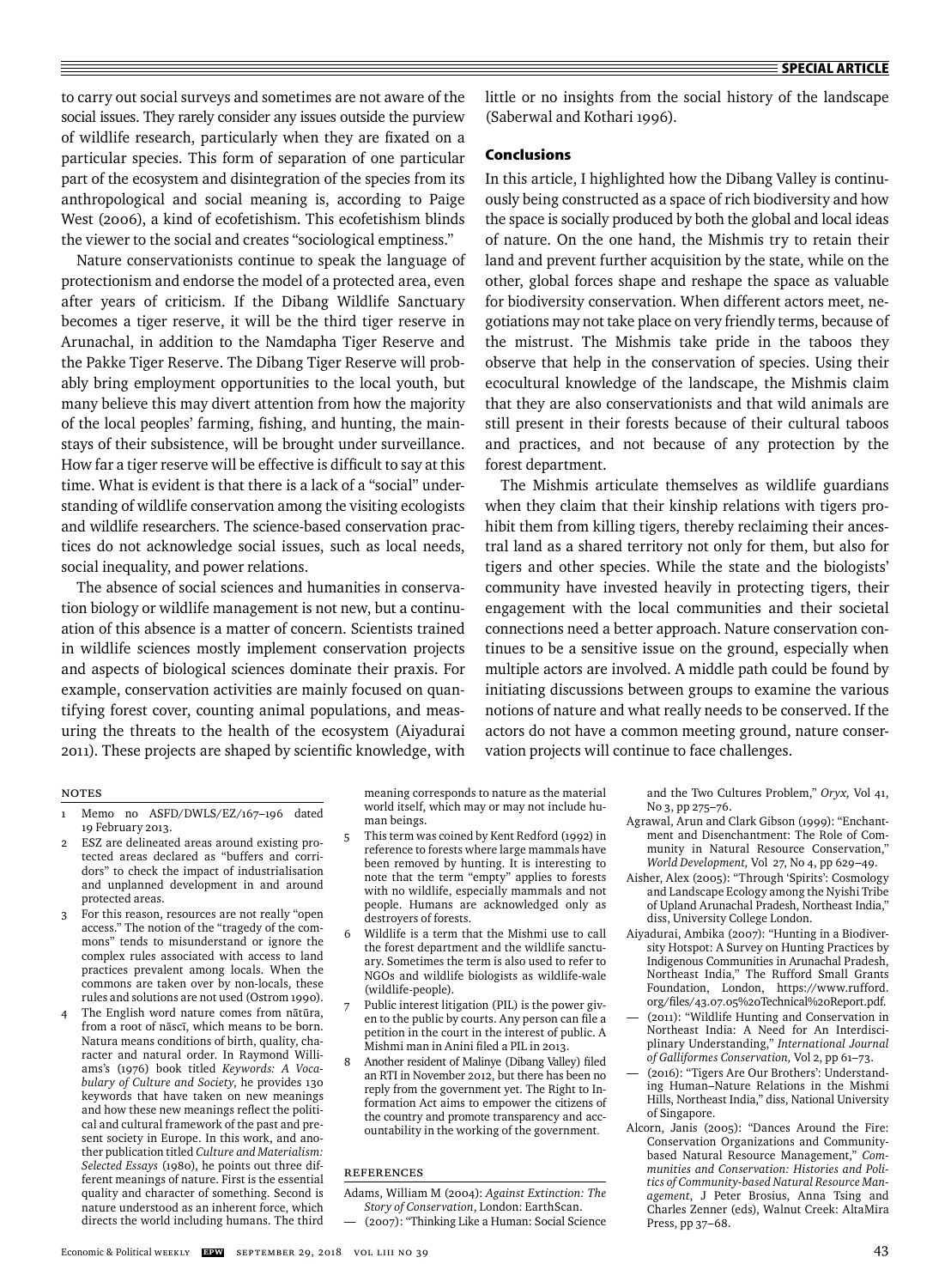to carry out social surveys and sometimes are not aware of the social issues. They rarely consider any issues outside the purview of wildlife research, particularly when they are fixated on a particular species. This form of separation of one particular part of the ecosystem and disintegration of the species from its anthropological and social meaning is, according to Paige West (2006), a kind of ecofetishism. This ecofetishism blinds the viewer to the social and creates "sociological emptiness."

Nature conservationists continue to speak the language of protectionism and endorse the model of a protected area, even after years of criticism. If the Dibang Wildlife Sanctuary becomes a tiger reserve, it will be the third tiger reserve in Arunachal, in addition to the Namdapha Tiger Reserve and the Pakke Tiger Reserve. The Dibang Tiger Reserve will probably bring employment opportunities to the local youth, but many believe this may divert attention from how the majority of the local peoples' farming, fishing, and hunting, the mainstays of their subsistence, will be brought under surveillance. How far a tiger reserve will be effective is difficult to say at this time. What is evident is that there is a lack of a "social" understanding of wildlife conservation among the visiting ecologists and wildlife researchers. The science-based conservation practices do not acknowledge social issues, such as local needs, social inequality, and power relations.

The absence of social sciences and humanities in conservation biology or wildlife management is not new, but a continuation of this absence is a matter of concern. Scientists trained in wildlife sciences mostly implement conservation projects and aspects of biological sciences dominate their praxis. For example, conservation activities are mainly focused on quantifying forest cover, counting animal populations, and measuring the threats to the health of the ecosystem (Aiyadurai 2011). These projects are shaped by scientific knowledge, with little or no insights from the social history of the landscape (Saberwal and Kothari 1996).

## Conclusions

In this article, I highlighted how the Dibang Valley is continuously being constructed as a space of rich biodiversity and how the space is socially produced by both the global and local ideas of nature. On the one hand, the Mishmis try to retain their land and prevent further acquisition by the state, while on the other, global forces shape and reshape the space as valuable for biodiversity conservation. When different actors meet, negotiations may not take place on very friendly terms, because of the mistrust. The Mishmis take pride in the taboos they observe that help in the conservation of species. Using their ecocultural knowledge of the landscape, the Mishmis claim that they are also conservationists and that wild animals are still present in their forests because of their cultural taboos and practices, and not because of any protection by the forest department.

The Mishmis articulate themselves as wildlife guardians when they claim that their kinship relations with tigers prohibit them from killing tigers, thereby reclaiming their ancestral land as a shared territory not only for them, but also for tigers and other species. While the state and the biologists' community have invested heavily in protecting tigers, their engagement with the local communities and their societal connections need a better approach. Nature conservation continues to be a sensitive issue on the ground, especially when multiple actors are involved. A middle path could be found by initiating discussions between groups to examine the various notions of nature and what really needs to be conserved. If the actors do not have a common meeting ground, nature conservation projects will continue to face challenges.

### Notes

1. Memo no ASFD/DWLS/EZ/167–196 dated 19 February 2013.
2. ESZ are delineated areas around existing protected areas declared as "buffers and corridors" to check the impact of industrialisation and unplanned development in and around protected areas.
3. For this reason, resources are not really "open access." The notion of the "tragedy of the commons" tends to misunderstand or ignore the complex rules associated with access to land practices prevalent among locals. When the commons are taken over by non-locals, these rules and solutions are not used (Ostrom 1990).
4. The English word nature comes from nātūra, from a root of nāscī, which means to be born. Natura means conditions of birth, quality, character and natural order. In Raymond Williams's (1976) book titled *Keywords: A Vocabulary of Culture and Society*, he provides 130 keywords that have taken on new meanings and how these new meanings reflect the political and cultural framework of the past and present society in Europe. In this work, and another publication titled *Culture and Materialism: Selected Essays* (1980), he points out three different meanings of nature. First is the essential quality and character of something. Second is nature understood as an inherent force, which directs the world including humans. The third meaning corresponds to nature as the material world itself, which may or may not include human beings.
5. This term was coined by Kent Redford (1992) in reference to forests where large mammals have been removed by hunting. It is interesting to note that the term "empty" applies to forests with no wildlife, especially mammals and not people. Humans are acknowledged only as destroyers of forests.
6. Wildlife is a term that the Mishmi use to call the forest department and the wildlife sanctuary. Sometimes the term is also used to refer to NGOs and wildlife biologists as wildlife-wale (wildlife-people).
7. Public interest litigation (PIL) is the power given to the public by courts. Any person can file a petition in the court in the interest of public. A Mishmi man in Anini filed a PIL in 2013.
8. Another resident of Malinye (Dibang Valley) filed an RTI in November 2012, but there has been no reply from the government yet. The Right to Information Act aims to empower the citizens of the country and promote transparency and accountability in the working of the government.

### References

Adams, William M (2004): *Against Extinction: The Story of Conservation*, London: EarthScan.

— (2007): "Thinking Like a Human: Social Science and the Two Cultures Problem," *Oryx,* Vol 41, No 3, pp 275–76.

Agrawal, Arun and Clark Gibson (1999): "Enchantment and Disenchantment: The Role of Community in Natural Resource Conservation," *World Development,* Vol 27, No 4, pp 629–49.

Aisher, Alex (2005): "Through 'Spirits': Cosmology and Landscape Ecology among the Nyishi Tribe of Upland Arunachal Pradesh, Northeast India," diss, University College London.

Aiyadurai, Ambika (2007): "Hunting in a Biodiversity Hotspot: A Survey on Hunting Practices by Indigenous Communities in Arunachal Pradesh, Northeast India," The Rufford Small Grants Foundation, London, https://www.rufford.org/files/43.07.05%20Technical%20Report.pdf.

— (2011): "Wildlife Hunting and Conservation in Northeast India: A Need for An Interdisciplinary Understanding," *International Journal of Galliformes Conservation,* Vol 2, pp 61–73.

— (2016): "'Tigers Are Our Brothers': Understanding Human–Nature Relations in the Mishmi Hills, Northeast India," diss, National University of Singapore.

Alcorn, Janis (2005): "Dances Around the Fire: Conservation Organizations and Community-based Natural Resource Management," *Communities and Conservation: Histories and Politics of Community-based Natural Resource Management,* J Peter Brosius, Anna Tsing and Charles Zenner (eds), Walnut Creek: AltaMira Press, pp 37–68.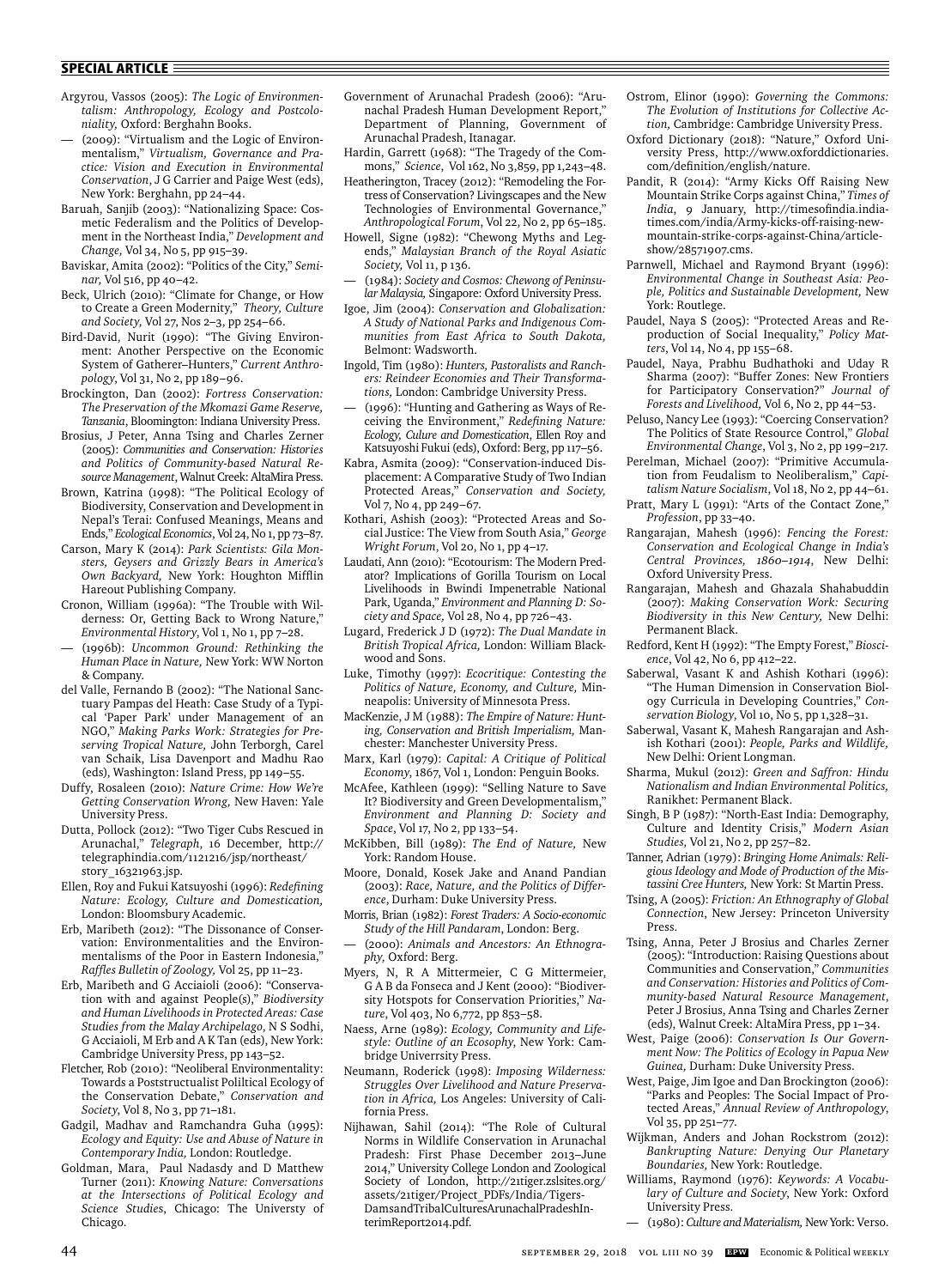Argyrou, Vassos (2005): *The Logic of Environmentalism: Anthropology, Ecology and Postcoloniality,* Oxford: Berghahn Books.

— (2009): "Virtualism and the Logic of Environmentalism," *Virtualism, Governance and Practice: Vision and Execution in Environmental Conservation*, J G Carrier and Paige West (eds), New York: Berghahn, pp 24–44.

Baruah, Sanjib (2003): "Nationalizing Space: Cosmetic Federalism and the Politics of Development in the Northeast India," *Development and Change,* Vol 34, No 5, pp 915–39.

Baviskar, Amita (2002): "Politics of the City," *Seminar,* Vol 516, pp 40–42.

Beck, Ulrich (2010): "Climate for Change, or How to Create a Green Modernity," *Theory, Culture and Society,* Vol 27, Nos 2–3, pp 254–66.

Bird-David, Nurit (1990): "The Giving Environment: Another Perspective on the Economic System of Gatherer–Hunters," *Current Anthropology*, Vol 31, No 2, pp 189–96.

Brockington, Dan (2002): *Fortress Conservation: The Preservation of the Mkomazi Game Reserve, Tanzania*, Bloomington: Indiana University Press.

Brosius, J Peter, Anna Tsing and Charles Zerner (2005): *Communities and Conservation: Histories and Politics of Community-based Natural Resource Management*, Walnut Creek: AltaMira Press.

Brown, Katrina (1998): "The Political Ecology of Biodiversity, Conservation and Development in Nepal's Terai: Confused Meanings, Means and Ends," *Ecological Economics*, Vol 24, No 1, pp 73–87.

Carson, Mary K (2014): *Park Scientists: Gila Monsters, Geysers and Grizzly Bears in America's Own Backyard,* New York: Houghton Mifflin Hareout Publishing Company.

Cronon, William (1996a): "The Trouble with Wilderness: Or, Getting Back to Wrong Nature," *Environmental History*, Vol 1, No 1, pp 7–28.

— (1996b): *Uncommon Ground: Rethinking the Human Place in Nature,* New York: WW Norton & Company.

del Valle, Fernando B (2002): "The National Sanctuary Pampas del Heath: Case Study of a Typical 'Paper Park' under Management of an NGO," *Making Parks Work: Strategies for Preserving Tropical Nature,* John Terborgh, Carel van Schaik, Lisa Davenport and Madhu Rao (eds), Washington: Island Press, pp 149–55.

Duffy, Rosaleen (2010): *Nature Crime: How We're Getting Conservation Wrong,* New Haven: Yale University Press.

Dutta, Pollock (2012): "Two Tiger Cubs Rescued in Arunachal," *Telegraph*, 16 December, http://telegraphindia.com/1121216/jsp/northeast/story_16321963.jsp.

Ellen, Roy and Fukui Katsuyoshi (1996): *Redefining Nature: Ecology, Culture and Domestication,* London: Bloomsbury Academic.

Erb, Maribeth (2012): "The Dissonance of Conservation: Environmentalities and the Environmentalisms of the Poor in Eastern Indonesia," *Raffles Bulletin of Zoology,* Vol 25, pp 11–23.

Erb, Maribeth and G Acciaioli (2006): "Conservation with and against People(s)," *Biodiversity and Human Livelihoods in Protected Areas: Case Studies from the Malay Archipelago*, N S Sodhi, G Acciaioli, M Erb and A K Tan (eds), New York: Cambridge University Press, pp 143–52.

Fletcher, Rob (2010): "Neoliberal Environmentality: Towards a Poststructualist Poliltical Ecology of the Conservation Debate," *Conservation and Society*, Vol 8, No 3, pp 71–181.

Gadgil, Madhav and Ramchandra Guha (1995): *Ecology and Equity: Use and Abuse of Nature in Contemporary India,* London: Routledge.

Goldman, Mara, Paul Nadasdy and D Matthew Turner (2011): *Knowing Nature: Conversations at the Intersections of Political Ecology and Science Studies*, Chicago: The Universty of Chicago.

Government of Arunachal Pradesh (2006): "Arunachal Pradesh Human Development Report," Department of Planning, Government of Arunachal Pradesh, Itanagar.

Hardin, Garrett (1968): "The Tragedy of the Commons," *Science*, Vol 162, No 3,859, pp 1,243–48.

Heatherington, Tracey (2012): "Remodeling the Fortress of Conservation? Livingscapes and the New Technologies of Environmental Governance," *Anthropological Forum*, Vol 22, No 2, pp 65–185.

Howell, Signe (1982): "Chewong Myths and Legends," *Malaysian Branch of the Royal Asiatic Society,* Vol 11, p 136.

— (1984): *Society and Cosmos: Chewong of Peninsular Malaysia,* Singapore: Oxford University Press.

Igoe, Jim (2004): *Conservation and Globalization: A Study of National Parks and Indigenous Communities from East Africa to South Dakota,* Belmont: Wadsworth.

Ingold, Tim (1980): *Hunters, Pastoralists and Ranchers: Reindeer Economies and Their Transformations,* London: Cambridge University Press.

— (1996): "Hunting and Gathering as Ways of Receiving the Environment," *Redefining Nature: Ecology, Culure and Domestication*, Ellen Roy and Katsuyoshi Fukui (eds), Oxford: Berg, pp 117–56.

Kabra, Asmita (2009): "Conservation-induced Displacement: A Comparative Study of Two Indian Protected Areas," *Conservation and Society,* Vol 7, No 4, pp 249–67.

Kothari, Ashish (2003): "Protected Areas and Social Justice: The View from South Asia," *George Wright Forum*, Vol 20, No 1, pp 4–17.

Laudati, Ann (2010): "Ecotourism: The Modern Predator? Implications of Gorilla Tourism on Local Livelihoods in Bwindi Impenetrable National Park, Uganda," *Environment and Planning D: Society and Space,* Vol 28, No 4, pp 726–43.

Lugard, Frederick J D (1972): *The Dual Mandate in British Tropical Africa,* London: William Blackwood and Sons.

Luke, Timothy (1997): *Ecocritique: Contesting the Politics of Nature, Economy, and Culture,* Minneapolis: University of Minnesota Press.

MacKenzie, J M (1988): *The Empire of Nature: Hunting, Conservation and British Imperialism,* Manchester: Manchester University Press.

Marx, Karl (1979): *Capital: A Critique of Political Economy*, 1867, Vol 1, London: Penguin Books.

McAfee, Kathleen (1999): "Selling Nature to Save It? Biodiversity and Green Developmentalism," *Environment and Planning D: Society and Space*, Vol 17, No 2, pp 133–54.

McKibben, Bill (1989): *The End of Nature,* New York: Random House.

Moore, Donald, Kosek Jake and Anand Pandian (2003): *Race, Nature, and the Politics of Difference*, Durham: Duke University Press.

Morris, Brian (1982): *Forest Traders: A Socio-economic Study of the Hill Pandaram*, London: Berg.

— (2000): *Animals and Ancestors: An Ethnography,* Oxford: Berg.

Myers, N, R A Mittermeier, C G Mittermeier, G A B da Fonseca and J Kent (2000): "Biodiversity Hotspots for Conservation Priorities," *Nature*, Vol 403, No 6,772, pp 853–58.

Naess, Arne (1989): *Ecology, Community and Lifestyle: Outline of an Ecosophy*, New York: Cambridge Univerrsity Press.

Neumann, Roderick (1998): *Imposing Wilderness: Struggles Over Livelihood and Nature Preservation in Africa,* Los Angeles: University of California Press.

Nijhawan, Sahil (2014): "The Role of Cultural Norms in Wildlife Conservation in Arunachal Pradesh: First Phase December 2013–June 2014," University College London and Zoological Society of London, http://21tiger.zslsites.org/assets/21tiger/Project_PDFs/India/Tigers-DamsandTribalCulturesArunachalPradeshInterimReport2014.pdf.

Ostrom, Elinor (1990): *Governing the Commons: The Evolution of Institutions for Collective Action,* Cambridge: Cambridge University Press.

Oxford Dictionary (2018): "Nature," Oxford University Press, http://www.oxforddictionaries.com/definition/english/nature.

Pandit, R (2014): "Army Kicks Off Raising New Mountain Strike Corps against China," *Times of India*, 9 January, http://timesofindia.indiatimes.com/india/Army-kicks-off-raising-new-mountain-strike-corps-against-China/articleshow/28571907.cms.

Parnwell, Michael and Raymond Bryant (1996): *Environmental Change in Southeast Asia: People, Politics and Sustainable Development,* New York: Routlege.

Paudel, Naya S (2005): "Protected Areas and Reproduction of Social Inequality," *Policy Matters*, Vol 14, No 4, pp 155–68.

Paudel, Naya, Prabhu Budhathoki and Uday R Sharma (2007): "Buffer Zones: New Frontiers for Participatory Conservation?" *Journal of Forests and Livelihood,* Vol 6, No 2, pp 44–53.

Peluso, Nancy Lee (1993): "Coercing Conservation? The Politics of State Resource Control," *Global Environmental Change*, Vol 3, No 2, pp 199–217.

Perelman, Michael (2007): "Primitive Accumulation from Feudalism to Neoliberalism," *Capitalism Nature Socialism*, Vol 18, No 2, pp 44–61.

Pratt, Mary L (1991): "Arts of the Contact Zone," *Profession*, pp 33–40.

Rangarajan, Mahesh (1996): *Fencing the Forest: Conservation and Ecological Change in India's Central Provinces, 1860–1914*, New Delhi: Oxford University Press.

Rangarajan, Mahesh and Ghazala Shahabuddin (2007): *Making Conservation Work: Securing Biodiversity in this New Century,* New Delhi: Permanent Black.

Redford, Kent H (1992): "The Empty Forest," *Bioscience*, Vol 42, No 6, pp 412–22.

Saberwal, Vasant K and Ashish Kothari (1996): "The Human Dimension in Conservation Biology Curricula in Developing Countries," *Conservation Biology*, Vol 10, No 5, pp 1,328–31.

Saberwal, Vasant K, Mahesh Rangarajan and Ashish Kothari (2001): *People, Parks and Wildlife,* New Delhi: Orient Longman.

Sharma, Mukul (2012): *Green and Saffron: Hindu Nationalism and Indian Environmental Politics,* Ranikhet: Permanent Black.

Singh, B P (1987): "North-East India: Demography, Culture and Identity Crisis," *Modern Asian Studies,* Vol 21, No 2, pp 257–82.

Tanner, Adrian (1979): *Bringing Home Animals: Religious Ideology and Mode of Production of the Mistassini Cree Hunters,* New York: St Martin Press.

Tsing, A (2005): *Friction: An Ethnography of Global Connection*, New Jersey: Princeton University Press.

Tsing, Anna, Peter J Brosius and Charles Zerner (2005): "Introduction: Raising Questions about Communities and Conservation," *Communities and Conservation: Histories and Politics of Community-based Natural Resource Management*, Peter J Brosius, Anna Tsing and Charles Zerner (eds), Walnut Creek: AltaMira Press, pp 1–34.

West, Paige (2006): *Conservation Is Our Government Now: The Politics of Ecology in Papua New Guinea,* Durham: Duke University Press.

West, Paige, Jim Igoe and Dan Brockington (2006): "Parks and Peoples: The Social Impact of Protected Areas," *Annual Review of Anthropology*, Vol 35, pp 251–77.

Wijkman, Anders and Johan Rockstrom (2012): *Bankrupting Nature: Denying Our Planetary Boundaries,* New York: Routledge.

Williams, Raymond (1976): *Keywords: A Vocabulary of Culture and Society*, New York: Oxford University Press.

— (1980): *Culture and Materialism,* New York: Verso.